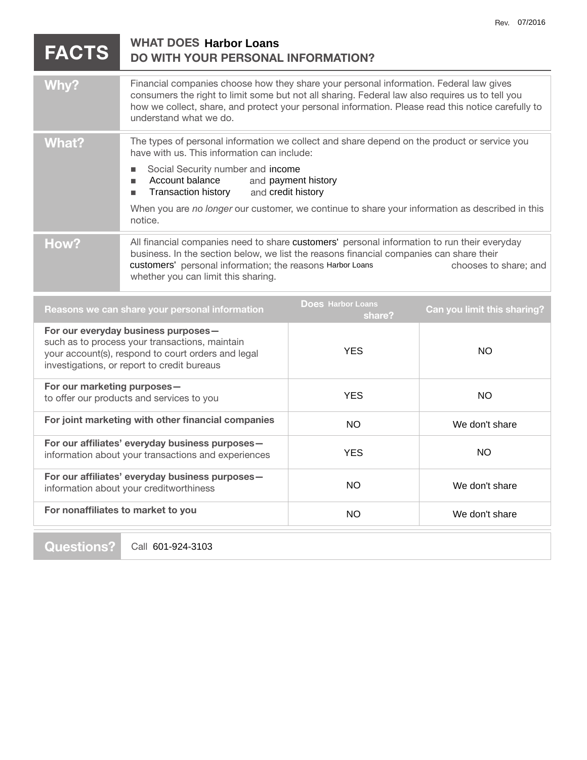Rev. 07/2016

# FACTS — WHAT DOES Harbor Loans DO WITH YOUR PERSONAL INFORMATION?

| | |
|---|---|
| **Why?** | Financial companies choose how they share your personal information. Federal law gives consumers the right to limit some but not all sharing. Federal law also requires us to tell you how we collect, share, and protect your personal information. Please read this notice carefully to understand what we do. |
| **What?** | The types of personal information we collect and share depend on the product or service you have with us. This information can include:<br>■ Social Security number and income<br>■ Account balance and payment history<br>■ Transaction history and credit history<br><br>When you are *no longer* our customer, we continue to share your information as described in this notice. |
| **How?** | All financial companies need to share customers' personal information to run their everyday business. In the section below, we list the reasons financial companies can share their customers' personal information; the reasons Harbor Loans chooses to share; and whether you can limit this sharing. |

| Reasons we can share your personal information | Does Harbor Loans share? | Can you limit this sharing? |
|---|---|---|
| **For our everyday business purposes—** such as to process your transactions, maintain your account(s), respond to court orders and legal investigations, or report to credit bureaus | YES | NO |
| **For our marketing purposes—** to offer our products and services to you | YES | NO |
| **For joint marketing with other financial companies** | NO | We don't share |
| **For our affiliates' everyday business purposes—** information about your transactions and experiences | YES | NO |
| **For our affiliates' everyday business purposes—** information about your creditworthiness | NO | We don't share |
| **For nonaffiliates to market to you** | NO | We don't share |

| | |
|---|---|
| **Questions?** | Call 601-924-3103 |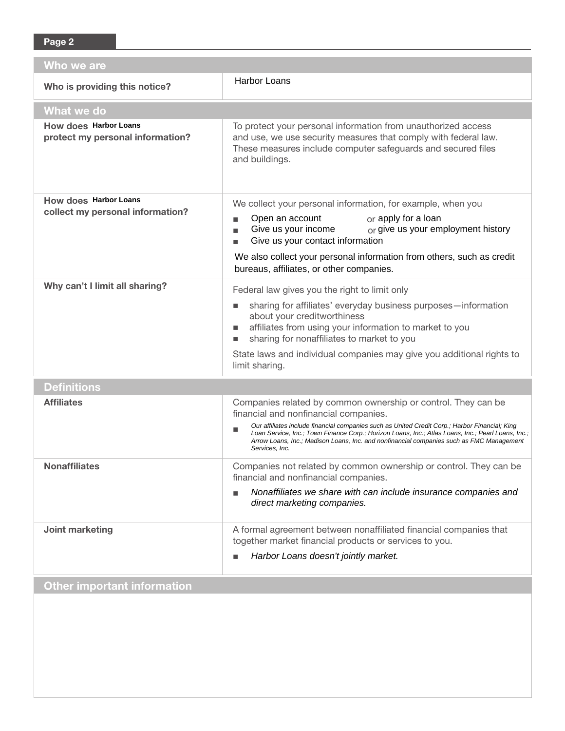| Who we are | |
|---|---|
| **Who is providing this notice?** | Harbor Loans |

| What we do | |
|---|---|
| **How does Harbor Loans protect my personal information?** | To protect your personal information from unauthorized access and use, we use security measures that comply with federal law. These measures include computer safeguards and secured files and buildings. |
| **How does Harbor Loans collect my personal information?** | We collect your personal information, for example, when you<br>■ Open an account or apply for a loan<br>■ Give us your income or give us your employment history<br>■ Give us your contact information<br><br>We also collect your personal information from others, such as credit bureaus, affiliates, or other companies. |
| **Why can't I limit all sharing?** | Federal law gives you the right to limit only<br>■ sharing for affiliates' everyday business purposes—information about your creditworthiness<br>■ affiliates from using your information to market to you<br>■ sharing for nonaffiliates to market to you<br><br>State laws and individual companies may give you additional rights to limit sharing. |

| Definitions | |
|---|---|
| **Affiliates** | Companies related by common ownership or control. They can be financial and nonfinancial companies.<br>■ *Our affiliates include financial companies such as United Credit Corp.; Harbor Financial; King Loan Service, Inc.; Town Finance Corp.; Horizon Loans, Inc.; Atlas Loans, Inc.; Pearl Loans, Inc.; Arrow Loans, Inc.; Madison Loans, Inc. and nonfinancial companies such as FMC Management Services, Inc.* |
| **Nonaffiliates** | Companies not related by common ownership or control. They can be financial and nonfinancial companies.<br>■ *Nonaffiliates we share with can include insurance companies and direct marketing companies.* |
| **Joint marketing** | A formal agreement between nonaffiliated financial companies that together market financial products or services to you.<br>■ *Harbor Loans doesn't jointly market.* |

## Other important information